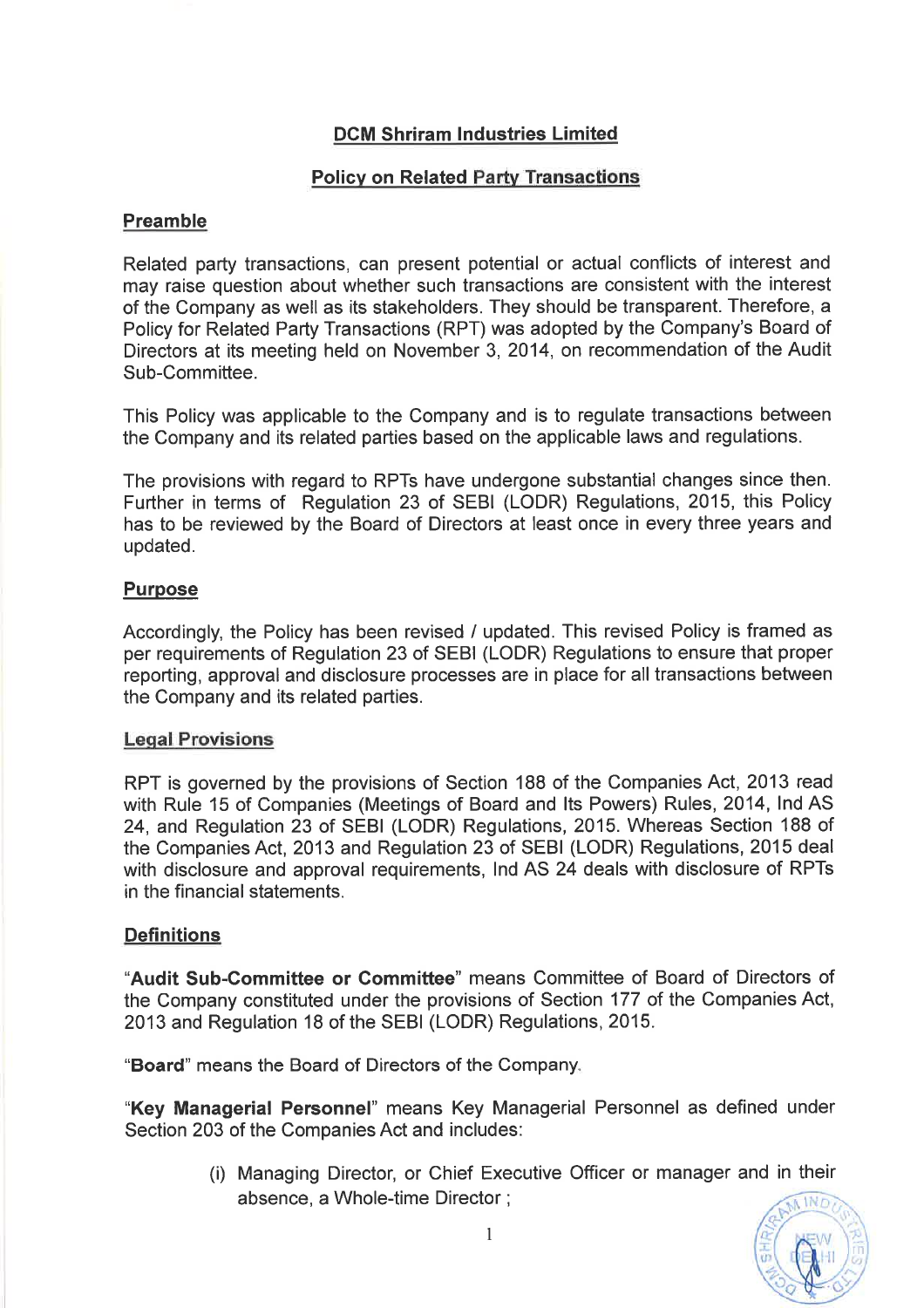# DCM Shriram Industries Limited

## Policy on Related Party Transactions

### Preamble

Related party transactions, can present potential or actual conflicts of interest and may raise question about whether such transactions are consistent with the interest of the Company as well as its stakeholders. They should be transparent. Therefore, a Policy for Related Party Transactions (RPT) was adopted by the Company's Board of Directors at its meeting held on November 3, 2014, on recommendation of the Audit Sub-Committee.

This Policy was applicable to the Company and is to regulate transactions between the Company and its related parties based on the applicable laws and regulations.

The provisions with regard to RPTs have undergone substantial changes since then. Further in terms of Regulation 23 of SEBI (LODR) Regulations, 2015, this Policy has to be reviewed by the Board of Directors at least once in every three years and updated.

### Purpose

Accordingly, the Policy has been revised / updated. This revised Policy is framed as per requirements of Regulation 23 of SEBI (LODR) Regulations to ensure that proper reporting, approval and disclosure processes are in place for all transactions between the Company and its related parties.

### Legal Provisions

RPT is governed by the provisions of Section 188 of the Companies Act, 2013 read with Rule 15 of Companies (Meetings of Board and Its Powers) Rules, 2014, Ind AS 24, and Regulation 23 of SEBI (LODR) Regulations, 2015. Whereas Section 188 of the Companies Act, 2013 and Regulation 23 of SEBI (LODR) Regulations, 2015 deal with disclosure and approval requirements, Ind AS 24 deals with disclosure of RPTs in the financial statements.

### Definitions

"**Audit Sub-Committee or Committee**" means Committee of Board of Directors of the Company constituted under the provisions of Section 177 of the Companies Act, 2013 and Regulation 18 of the SEBI (LODR) Regulations, 2015.

"**Board**" means the Board of Directors of the Company.

"**Key Managerial Personnel**" means Key Managerial Personnel as defined under Section 203 of the Companies Act and includes:

(i) Managing Director, or Chief Executive Officer or manager and in their absence, a Whole-time Director ;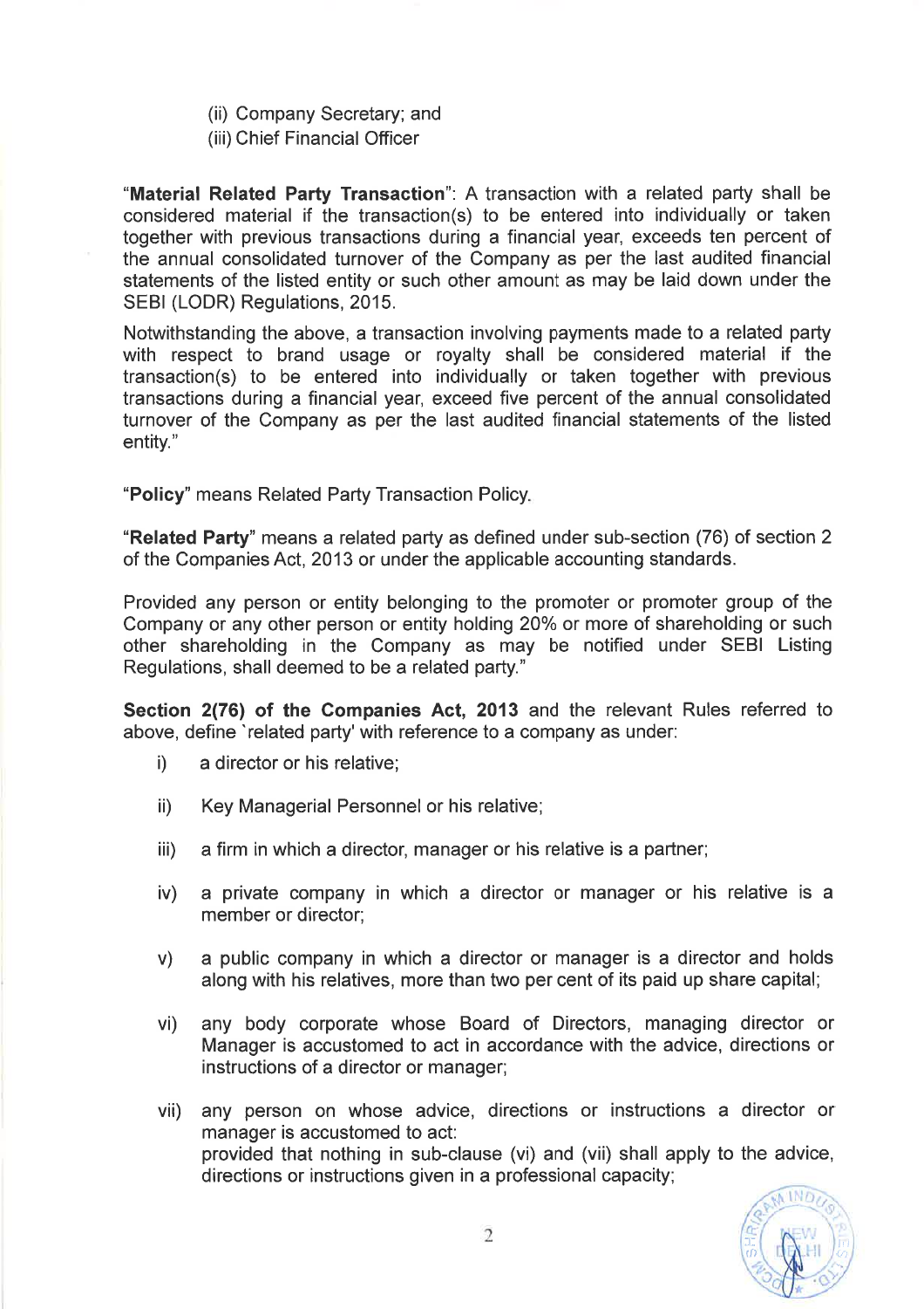(ii) Company Secretary; and
(iii) Chief Financial Officer

"**Material Related Party Transaction**": A transaction with a related party shall be considered material if the transaction(s) to be entered into individually or taken together with previous transactions during a financial year, exceeds ten percent of the annual consolidated turnover of the Company as per the last audited financial statements of the listed entity or such other amount as may be laid down under the SEBI (LODR) Regulations, 2015.

Notwithstanding the above, a transaction involving payments made to a related party with respect to brand usage or royalty shall be considered material if the transaction(s) to be entered into individually or taken together with previous transactions during a financial year, exceed five percent of the annual consolidated turnover of the Company as per the last audited financial statements of the listed entity."

"**Policy**" means Related Party Transaction Policy.

"**Related Party**" means a related party as defined under sub-section (76) of section 2 of the Companies Act, 2013 or under the applicable accounting standards.

Provided any person or entity belonging to the promoter or promoter group of the Company or any other person or entity holding 20% or more of shareholding or such other shareholding in the Company as may be notified under SEBI Listing Regulations, shall deemed to be a related party."

**Section 2(76) of the Companies Act, 2013** and the relevant Rules referred to above, define 'related party' with reference to a company as under:

i) a director or his relative;

ii) Key Managerial Personnel or his relative;

iii) a firm in which a director, manager or his relative is a partner;

iv) a private company in which a director or manager or his relative is a member or director;

v) a public company in which a director or manager is a director and holds along with his relatives, more than two per cent of its paid up share capital;

vi) any body corporate whose Board of Directors, managing director or Manager is accustomed to act in accordance with the advice, directions or instructions of a director or manager;

vii) any person on whose advice, directions or instructions a director or manager is accustomed to act:
provided that nothing in sub-clause (vi) and (vii) shall apply to the advice, directions or instructions given in a professional capacity;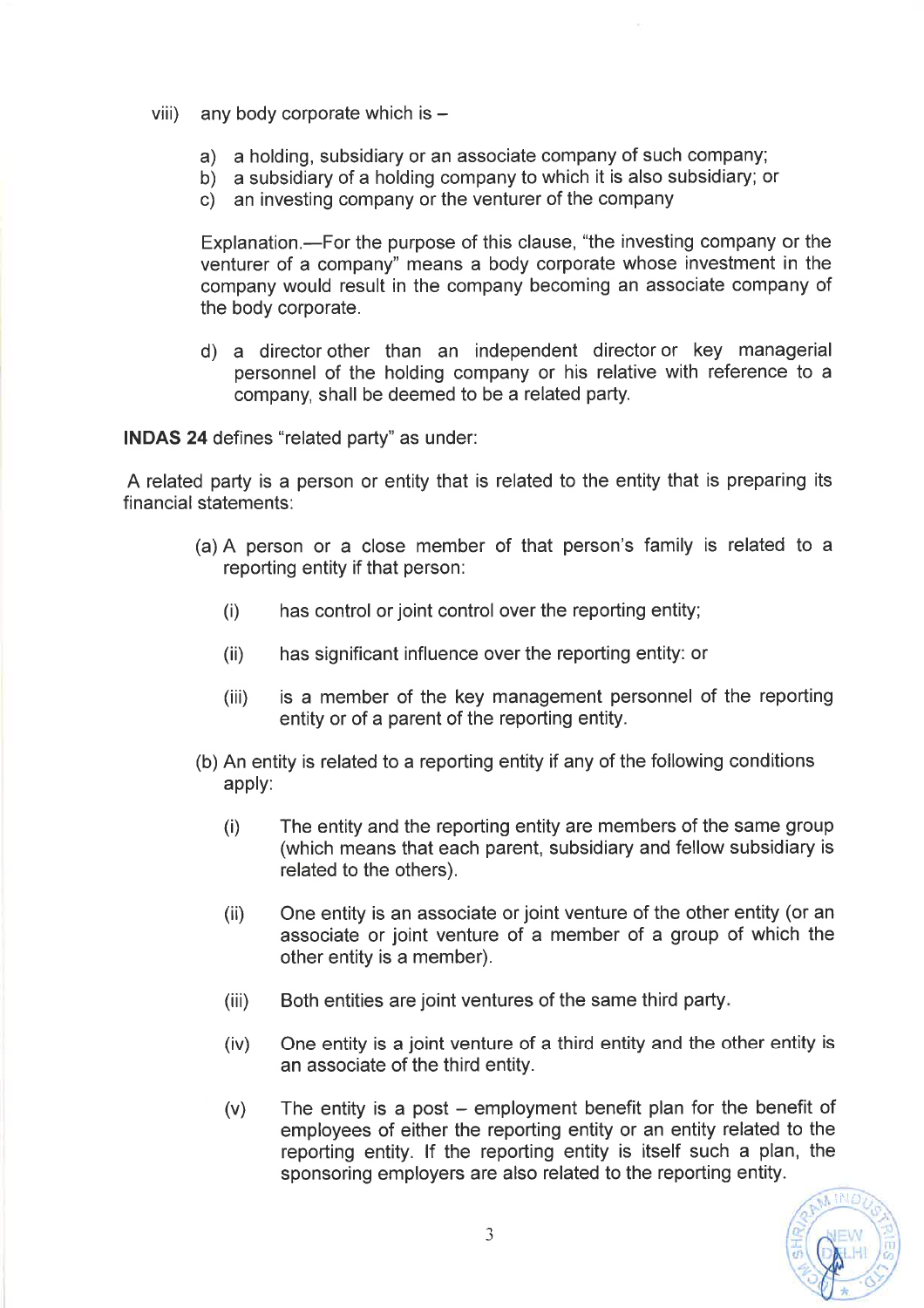viii) any body corporate which is –

a) a holding, subsidiary or an associate company of such company;
b) a subsidiary of a holding company to which it is also subsidiary; or
c) an investing company or the venturer of the company

Explanation.—For the purpose of this clause, "the investing company or the venturer of a company" means a body corporate whose investment in the company would result in the company becoming an associate company of the body corporate.

d) a director other than an independent director or key managerial personnel of the holding company or his relative with reference to a company, shall be deemed to be a related party.

**INDAS 24** defines "related party" as under:

A related party is a person or entity that is related to the entity that is preparing its financial statements:

(a) A person or a close member of that person's family is related to a reporting entity if that person:

(i) has control or joint control over the reporting entity;

(ii) has significant influence over the reporting entity: or

(iii) is a member of the key management personnel of the reporting entity or of a parent of the reporting entity.

(b) An entity is related to a reporting entity if any of the following conditions apply:

(i) The entity and the reporting entity are members of the same group (which means that each parent, subsidiary and fellow subsidiary is related to the others).

(ii) One entity is an associate or joint venture of the other entity (or an associate or joint venture of a member of a group of which the other entity is a member).

(iii) Both entities are joint ventures of the same third party.

(iv) One entity is a joint venture of a third entity and the other entity is an associate of the third entity.

(v) The entity is a post – employment benefit plan for the benefit of employees of either the reporting entity or an entity related to the reporting entity. If the reporting entity is itself such a plan, the sponsoring employers are also related to the reporting entity.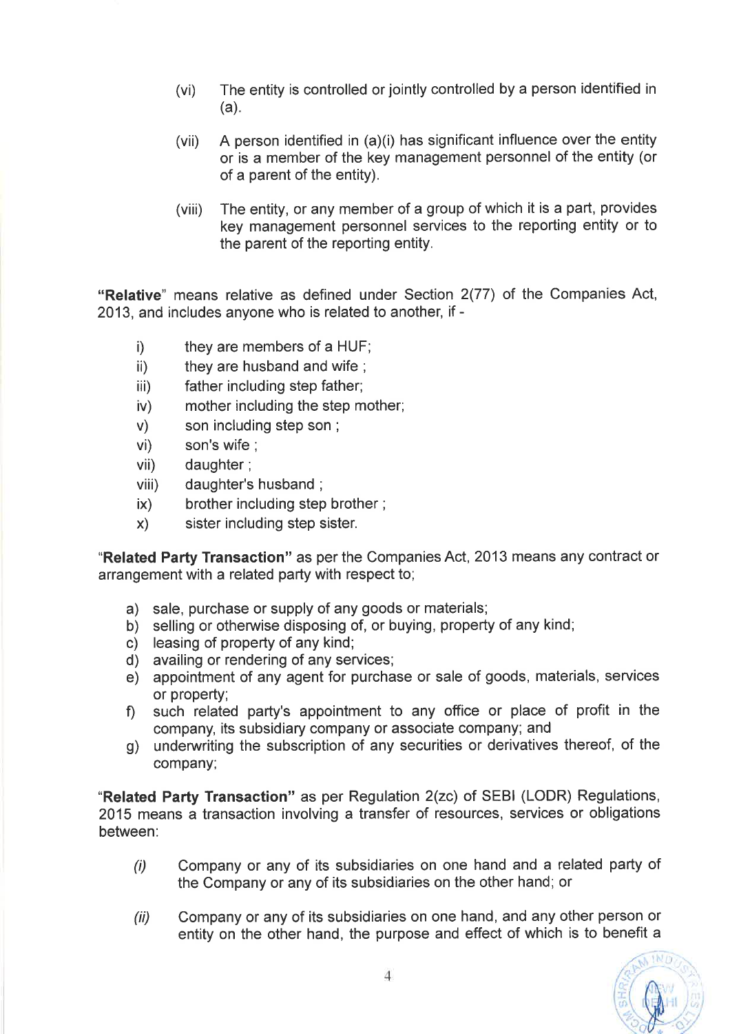(vi) The entity is controlled or jointly controlled by a person identified in (a).

(vii) A person identified in (a)(i) has significant influence over the entity or is a member of the key management personnel of the entity (or of a parent of the entity).

(viii) The entity, or any member of a group of which it is a part, provides key management personnel services to the reporting entity or to the parent of the reporting entity.

"**Relative**" means relative as defined under Section 2(77) of the Companies Act, 2013, and includes anyone who is related to another, if -

i) they are members of a HUF;
ii) they are husband and wife ;
iii) father including step father;
iv) mother including the step mother;
v) son including step son ;
vi) son's wife ;
vii) daughter ;
viii) daughter's husband ;
ix) brother including step brother ;
x) sister including step sister.

"**Related Party Transaction"** as per the Companies Act, 2013 means any contract or arrangement with a related party with respect to;

a) sale, purchase or supply of any goods or materials;
b) selling or otherwise disposing of, or buying, property of any kind;
c) leasing of property of any kind;
d) availing or rendering of any services;
e) appointment of any agent for purchase or sale of goods, materials, services or property;
f) such related party's appointment to any office or place of profit in the company, its subsidiary company or associate company; and
g) underwriting the subscription of any securities or derivatives thereof, of the company;

"**Related Party Transaction"** as per Regulation 2(zc) of SEBI (LODR) Regulations, 2015 means a transaction involving a transfer of resources, services or obligations between:

*(i)* Company or any of its subsidiaries on one hand and a related party of the Company or any of its subsidiaries on the other hand; or

*(ii)* Company or any of its subsidiaries on one hand, and any other person or entity on the other hand, the purpose and effect of which is to benefit a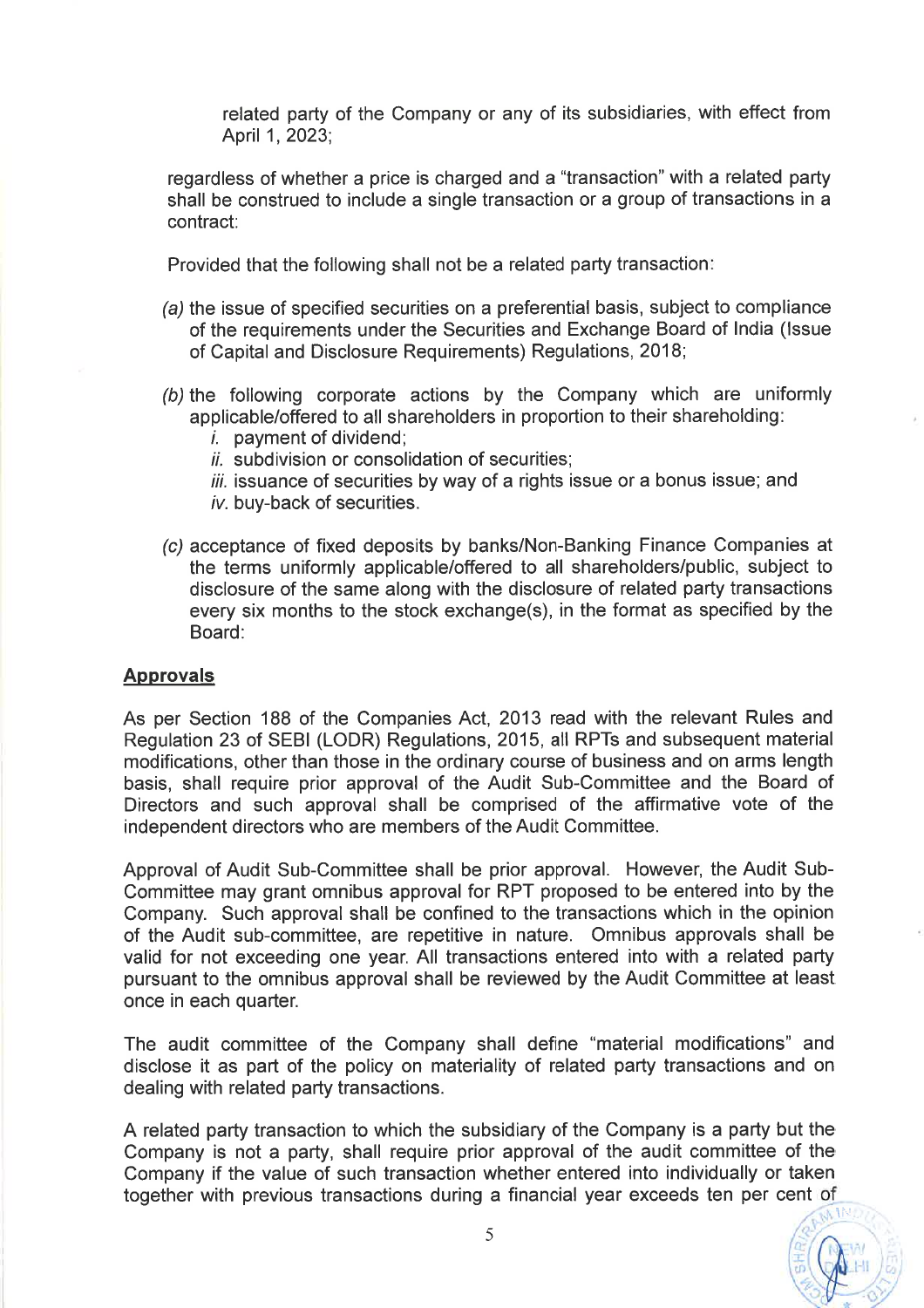related party of the Company or any of its subsidiaries, with effect from April 1, 2023;

regardless of whether a price is charged and a "transaction" with a related party shall be construed to include a single transaction or a group of transactions in a contract:

Provided that the following shall not be a related party transaction:

*(a)* the issue of specified securities on a preferential basis, subject to compliance of the requirements under the Securities and Exchange Board of India (Issue of Capital and Disclosure Requirements) Regulations, 2018;

*(b)* the following corporate actions by the Company which are uniformly applicable/offered to all shareholders in proportion to their shareholding:

*i.* payment of dividend;
*ii.* subdivision or consolidation of securities;
*iii.* issuance of securities by way of a rights issue or a bonus issue; and
*iv.* buy-back of securities.

*(c)* acceptance of fixed deposits by banks/Non-Banking Finance Companies at the terms uniformly applicable/offered to all shareholders/public, subject to disclosure of the same along with the disclosure of related party transactions every six months to the stock exchange(s), in the format as specified by the Board:

**Approvals**

As per Section 188 of the Companies Act, 2013 read with the relevant Rules and Regulation 23 of SEBI (LODR) Regulations, 2015, all RPTs and subsequent material modifications, other than those in the ordinary course of business and on arms length basis, shall require prior approval of the Audit Sub-Committee and the Board of Directors and such approval shall be comprised of the affirmative vote of the independent directors who are members of the Audit Committee.

Approval of Audit Sub-Committee shall be prior approval. However, the Audit Sub-Committee may grant omnibus approval for RPT proposed to be entered into by the Company. Such approval shall be confined to the transactions which in the opinion of the Audit sub-committee, are repetitive in nature. Omnibus approvals shall be valid for not exceeding one year. All transactions entered into with a related party pursuant to the omnibus approval shall be reviewed by the Audit Committee at least once in each quarter.

The audit committee of the Company shall define "material modifications" and disclose it as part of the policy on materiality of related party transactions and on dealing with related party transactions.

A related party transaction to which the subsidiary of the Company is a party but the Company is not a party, shall require prior approval of the audit committee of the Company if the value of such transaction whether entered into individually or taken together with previous transactions during a financial year exceeds ten per cent of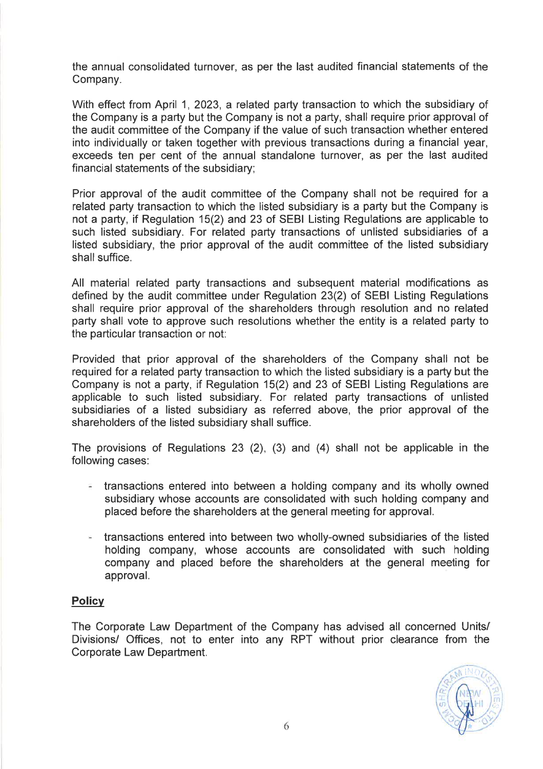the annual consolidated turnover, as per the last audited financial statements of the Company.

With effect from April 1, 2023, a related party transaction to which the subsidiary of the Company is a party but the Company is not a party, shall require prior approval of the audit committee of the Company if the value of such transaction whether entered into individually or taken together with previous transactions during a financial year, exceeds ten per cent of the annual standalone turnover, as per the last audited financial statements of the subsidiary;

Prior approval of the audit committee of the Company shall not be required for a related party transaction to which the listed subsidiary is a party but the Company is not a party, if Regulation 15(2) and 23 of SEBI Listing Regulations are applicable to such listed subsidiary. For related party transactions of unlisted subsidiaries of a listed subsidiary, the prior approval of the audit committee of the listed subsidiary shall suffice.

All material related party transactions and subsequent material modifications as defined by the audit committee under Regulation 23(2) of SEBI Listing Regulations shall require prior approval of the shareholders through resolution and no related party shall vote to approve such resolutions whether the entity is a related party to the particular transaction or not:

Provided that prior approval of the shareholders of the Company shall not be required for a related party transaction to which the listed subsidiary is a party but the Company is not a party, if Regulation 15(2) and 23 of SEBI Listing Regulations are applicable to such listed subsidiary. For related party transactions of unlisted subsidiaries of a listed subsidiary as referred above, the prior approval of the shareholders of the listed subsidiary shall suffice.

The provisions of Regulations 23 (2), (3) and (4) shall not be applicable in the following cases:

- transactions entered into between a holding company and its wholly owned subsidiary whose accounts are consolidated with such holding company and placed before the shareholders at the general meeting for approval.
- transactions entered into between two wholly-owned subsidiaries of the listed holding company, whose accounts are consolidated with such holding company and placed before the shareholders at the general meeting for approval.

**Policy**

The Corporate Law Department of the Company has advised all concerned Units/ Divisions/ Offices, not to enter into any RPT without prior clearance from the Corporate Law Department.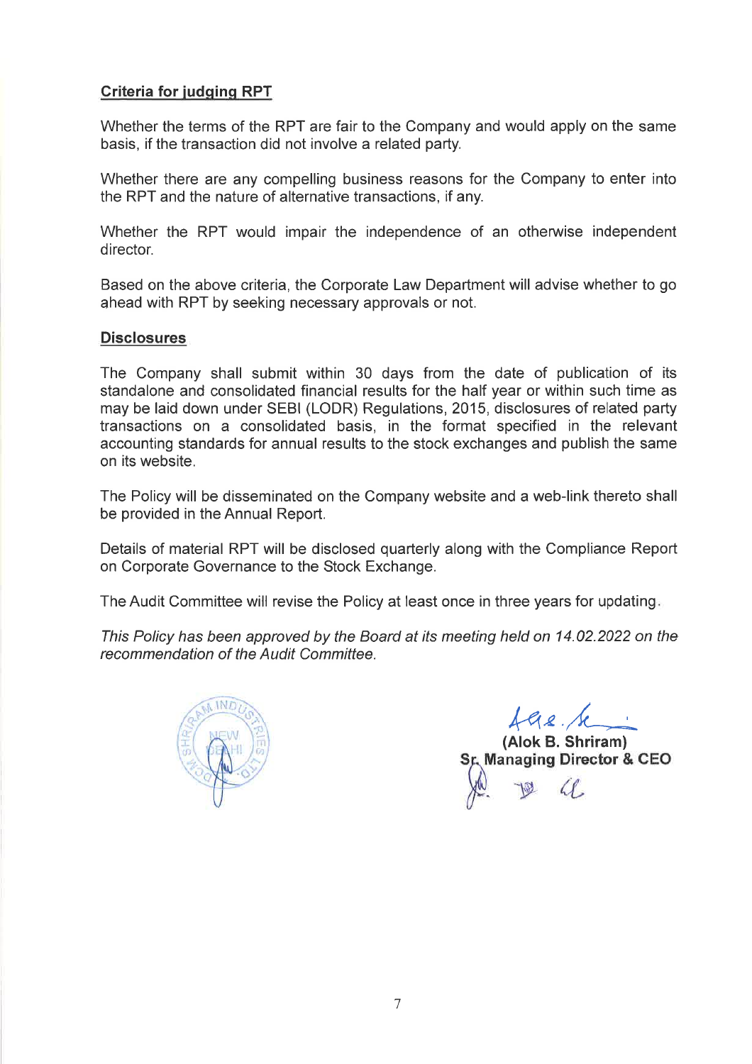**Criteria for judging RPT**

Whether the terms of the RPT are fair to the Company and would apply on the same basis, if the transaction did not involve a related party.

Whether there are any compelling business reasons for the Company to enter into the RPT and the nature of alternative transactions, if any.

Whether the RPT would impair the independence of an otherwise independent director.

Based on the above criteria, the Corporate Law Department will advise whether to go ahead with RPT by seeking necessary approvals or not.

**Disclosures**

The Company shall submit within 30 days from the date of publication of its standalone and consolidated financial results for the half year or within such time as may be laid down under SEBI (LODR) Regulations, 2015, disclosures of related party transactions on a consolidated basis, in the format specified in the relevant accounting standards for annual results to the stock exchanges and publish the same on its website.

The Policy will be disseminated on the Company website and a web-link thereto shall be provided in the Annual Report.

Details of material RPT will be disclosed quarterly along with the Compliance Report on Corporate Governance to the Stock Exchange.

The Audit Committee will revise the Policy at least once in three years for updating.

*This Policy has been approved by the Board at its meeting held on 14.02.2022 on the recommendation of the Audit Committee.*

**(Alok B. Shriram)**
**Sr. Managing Director & CEO**